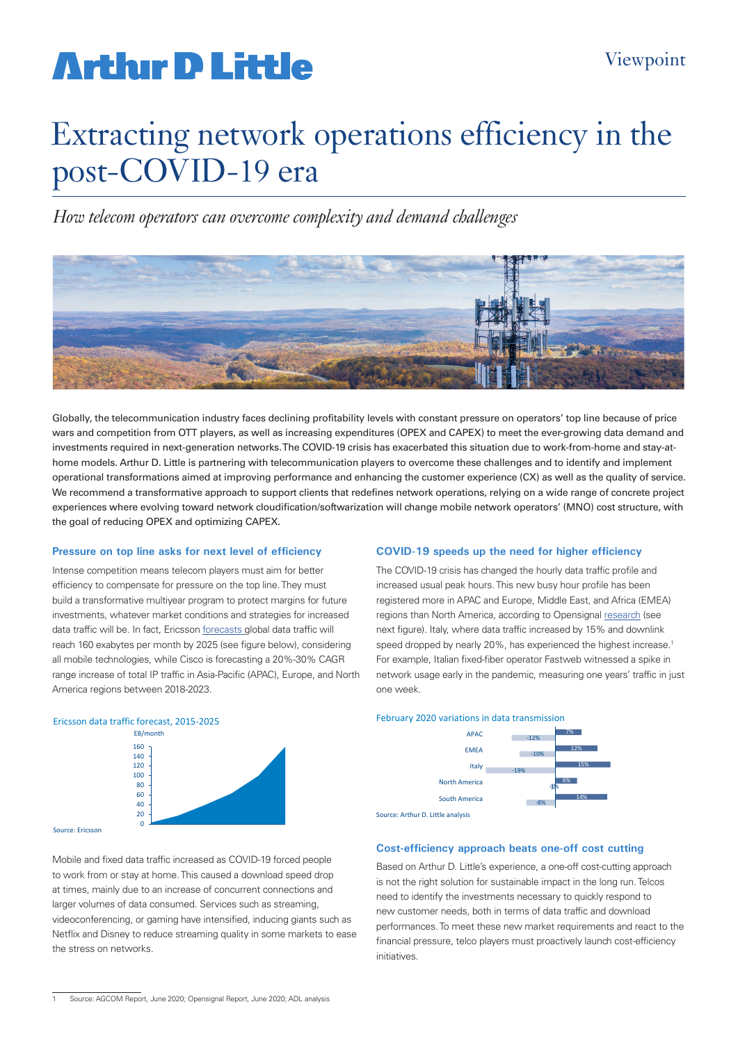Viewpoint

# Extracting network operations efficiency in the post-COVID-19 era

*How telecom operators can overcome complexity and demand challenges*

Globally, the telecommunication industry faces declining profitability levels with constant pressure on operators' top line because of price wars and competition from OTT players, as well as increasing expenditures (OPEX and CAPEX) to meet the ever-growing data demand and investments required in next-generation networks. The COVID-19 crisis has exacerbated this situation due to work-from-home and stay-at-home models. Arthur D. Little is partnering with telecommunication players to overcome these challenges and to identify and implement operational transformations aimed at improving performance and enhancing the customer experience (CX) as well as the quality of service. We recommend a transformative approach to support clients that redefines network operations, relying on a wide range of concrete project experiences where evolving toward network cloudification/softwarization will change mobile network operators' (MNO) cost structure, with the goal of reducing OPEX and optimizing CAPEX.

## Pressure on top line asks for next level of efficiency

Intense competition means telecom players must aim for better efficiency to compensate for pressure on the top line. They must build a transformative multiyear program to protect margins for future investments, whatever market conditions and strategies for increased data traffic will be. In fact, Ericsson forecasts global data traffic will reach 160 exabytes per month by 2025 (see figure below), considering all mobile technologies, while Cisco is forecasting a 20%-30% CAGR range increase of total IP traffic in Asia-Pacific (APAC), Europe, and North America regions between 2018-2023.

Ericsson data traffic forecast, 2015-2025

EB/month

160
140
120
100
80
60
40
20
0

Source: Ericsson

Mobile and fixed data traffic increased as COVID-19 forced people to work from or stay at home. This caused a download speed drop at times, mainly due to an increase of concurrent connections and larger volumes of data consumed. Services such as streaming, videoconferencing, or gaming have intensified, inducing giants such as Netflix and Disney to reduce streaming quality in some markets to ease the stress on networks.

## COVID-19 speeds up the need for higher efficiency

The COVID-19 crisis has changed the hourly data traffic profile and increased usual peak hours. This new busy hour profile has been registered more in APAC and Europe, Middle East, and Africa (EMEA) regions than North America, according to Opensignal research (see next figure). Italy, where data traffic increased by 15% and downlink speed dropped by nearly 20%, has experienced the highest increase.[1] For example, Italian fixed-fiber operator Fastweb witnessed a spike in network usage early in the pandemic, measuring one years' traffic in just one week.

February 2020 variations in data transmission

APAC -12% 7%
EMEA -10% 12%
Italy -19% 15%
North America -1% 6%
South America -8% 14%

Source: Arthur D. Little analysis

## Cost-efficiency approach beats one-off cost cutting

Based on Arthur D. Little's experience, a one-off cost-cutting approach is not the right solution for sustainable impact in the long run. Telcos need to identify the investments necessary to quickly respond to new customer needs, both in terms of data traffic and download performances. To meet these new market requirements and react to the financial pressure, telco players must proactively launch cost-efficiency initiatives.

1 Source: AGCOM Report, June 2020; Opensignal Report, June 2020; ADL analysis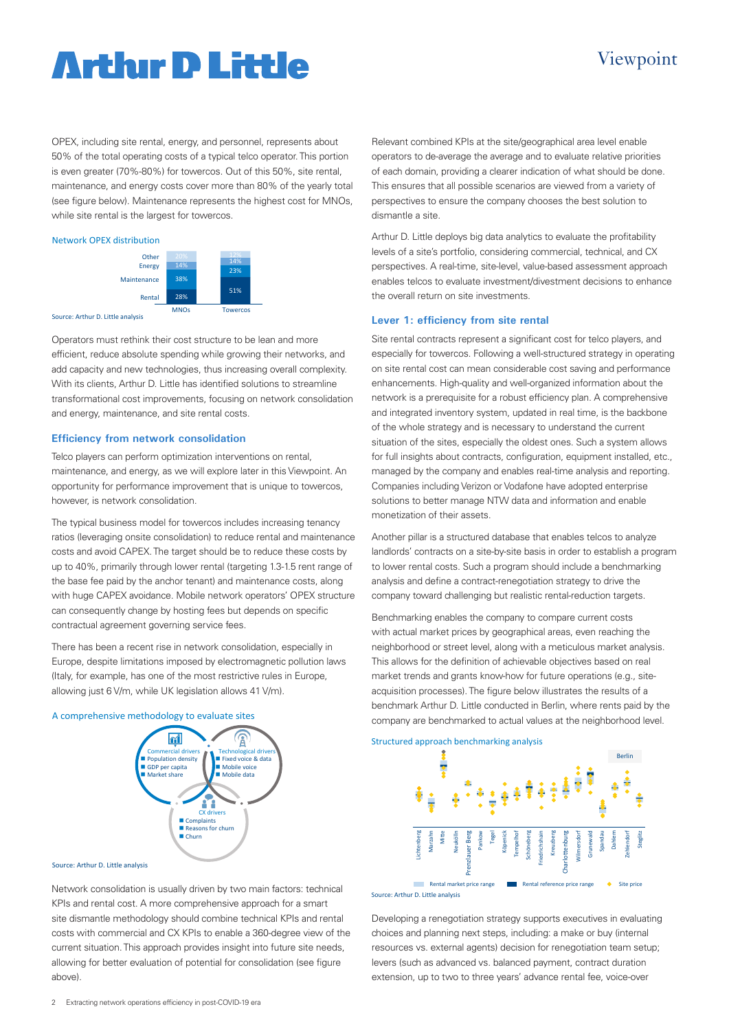OPEX, including site rental, energy, and personnel, represents about 50% of the total operating costs of a typical telco operator. This portion is even greater (70%-80%) for towercos. Out of this 50%, site rental, maintenance, and energy costs cover more than 80% of the yearly total (see figure below). Maintenance represents the highest cost for MNOs, while site rental is the largest for towercos.

Network OPEX distribution

Other
Energy
Maintenance
Rental

MNOs: 20%, 14%, 38%, 28%

Towercos: 12%, 14%, 23%, 51%

Source: Arthur D. Little analysis

Operators must rethink their cost structure to be lean and more efficient, reduce absolute spending while growing their networks, and add capacity and new technologies, thus increasing overall complexity. With its clients, Arthur D. Little has identified solutions to streamline transformational cost improvements, focusing on network consolidation and energy, maintenance, and site rental costs.

## Efficiency from network consolidation

Telco players can perform optimization interventions on rental, maintenance, and energy, as we will explore later in this Viewpoint. An opportunity for performance improvement that is unique to towercos, however, is network consolidation.

The typical business model for towercos includes increasing tenancy ratios (leveraging onsite consolidation) to reduce rental and maintenance costs and avoid CAPEX. The target should be to reduce these costs by up to 40%, primarily through lower rental (targeting 1.3-1.5 rent range of the base fee paid by the anchor tenant) and maintenance costs, along with huge CAPEX avoidance. Mobile network operators' OPEX structure can consequently change by hosting fees but depends on specific contractual agreement governing service fees.

There has been a recent rise in network consolidation, especially in Europe, despite limitations imposed by electromagnetic pollution laws (Italy, for example, has one of the most restrictive rules in Europe, allowing just 6 V/m, while UK legislation allows 41 V/m).

A comprehensive methodology to evaluate sites

Commercial drivers
- Population density
- GDP per capita
- Market share

Technological drivers
- Fixed voice & data
- Mobile voice
- Mobile data

CX drivers
- Complaints
- Reasons for churn
- Churn

Source: Arthur D. Little analysis

Network consolidation is usually driven by two main factors: technical KPIs and rental cost. A more comprehensive approach for a smart site dismantle methodology should combine technical KPIs and rental costs with commercial and CX KPIs to enable a 360-degree view of the current situation. This approach provides insight into future site needs, allowing for better evaluation of potential for consolidation (see figure above).

Relevant combined KPIs at the site/geographical area level enable operators to de-average the average and to evaluate relative priorities of each domain, providing a clearer indication of what should be done. This ensures that all possible scenarios are viewed from a variety of perspectives to ensure the company chooses the best solution to dismantle a site.

Arthur D. Little deploys big data analytics to evaluate the profitability levels of a site's portfolio, considering commercial, technical, and CX perspectives. A real-time, site-level, value-based assessment approach enables telcos to evaluate investment/divestment decisions to enhance the overall return on site investments.

## Lever 1: efficiency from site rental

Site rental contracts represent a significant cost for telco players, and especially for towercos. Following a well-structured strategy in operating on site rental cost can mean considerable cost saving and performance enhancements. High-quality and well-organized information about the network is a prerequisite for a robust efficiency plan. A comprehensive and integrated inventory system, updated in real time, is the backbone of the whole strategy and is necessary to understand the current situation of the sites, especially the oldest ones. Such a system allows for full insights about contracts, configuration, equipment installed, etc., managed by the company and enables real-time analysis and reporting. Companies including Verizon or Vodafone have adopted enterprise solutions to better manage NTW data and information and enable monetization of their assets.

Another pillar is a structured database that enables telcos to analyze landlords' contracts on a site-by-site basis in order to establish a program to lower rental costs. Such a program should include a benchmarking analysis and define a contract-renegotiation strategy to drive the company toward challenging but realistic rental-reduction targets.

Benchmarking enables the company to compare current costs with actual market prices by geographical areas, even reaching the neighborhood or street level, along with a meticulous market analysis. This allows for the definition of achievable objectives based on real market trends and grants know-how for future operations (e.g., site-acquisition processes). The figure below illustrates the results of a benchmark Arthur D. Little conducted in Berlin, where rents paid by the company are benchmarked to actual values at the neighborhood level.

Structured approach benchmarking analysis

Berlin

Lichtenberg, Marzahn, Mitte, Neukölln, Prenzlauer Berg, Pankow, Tegel, Köpenick, Tempelhof, Schöneberg, Friedrichshain, Kreuzberg, Charlottenburg, Wilmersdorf, Grunewald, Spandau, Dahlem, Zehlendorf, Steglitz

Rental market price range | Rental reference price range | Site price

Source: Arthur D. Little analysis

Developing a renegotiation strategy supports executives in evaluating choices and planning next steps, including: a make or buy (internal resources vs. external agents) decision for renegotiation team setup; levers (such as advanced vs. balanced payment, contract duration extension, up to two to three years' advance rental fee, voice-over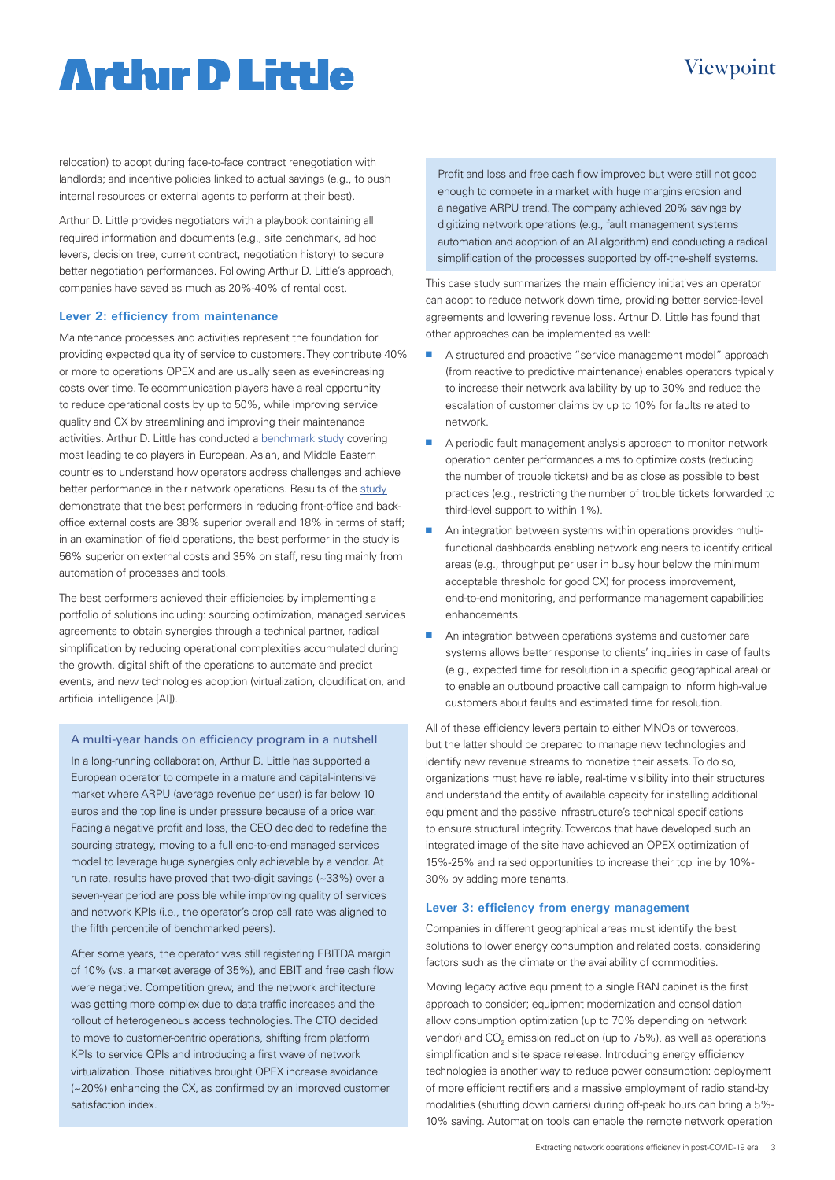relocation) to adopt during face-to-face contract renegotiation with landlords; and incentive policies linked to actual savings (e.g., to push internal resources or external agents to perform at their best).

Arthur D. Little provides negotiators with a playbook containing all required information and documents (e.g., site benchmark, ad hoc levers, decision tree, current contract, negotiation history) to secure better negotiation performances. Following Arthur D. Little's approach, companies have saved as much as 20%-40% of rental cost.

### Lever 2: efficiency from maintenance

Maintenance processes and activities represent the foundation for providing expected quality of service to customers. They contribute 40% or more to operations OPEX and are usually seen as ever-increasing costs over time. Telecommunication players have a real opportunity to reduce operational costs by up to 50%, while improving service quality and CX by streamlining and improving their maintenance activities. Arthur D. Little has conducted a benchmark study covering most leading telco players in European, Asian, and Middle Eastern countries to understand how operators address challenges and achieve better performance in their network operations. Results of the study demonstrate that the best performers in reducing front-office and back-office external costs are 38% superior overall and 18% in terms of staff; in an examination of field operations, the best performer in the study is 56% superior on external costs and 35% on staff, resulting mainly from automation of processes and tools.

The best performers achieved their efficiencies by implementing a portfolio of solutions including: sourcing optimization, managed services agreements to obtain synergies through a technical partner, radical simplification by reducing operational complexities accumulated during the growth, digital shift of the operations to automate and predict events, and new technologies adoption (virtualization, cloudification, and artificial intelligence [AI]).

#### A multi-year hands on efficiency program in a nutshell

In a long-running collaboration, Arthur D. Little has supported a European operator to compete in a mature and capital-intensive market where ARPU (average revenue per user) is far below 10 euros and the top line is under pressure because of a price war. Facing a negative profit and loss, the CEO decided to redefine the sourcing strategy, moving to a full end-to-end managed services model to leverage huge synergies only achievable by a vendor. At run rate, results have proved that two-digit savings (~33%) over a seven-year period are possible while improving quality of services and network KPIs (i.e., the operator's drop call rate was aligned to the fifth percentile of benchmarked peers).

After some years, the operator was still registering EBITDA margin of 10% (vs. a market average of 35%), and EBIT and free cash flow were negative. Competition grew, and the network architecture was getting more complex due to data traffic increases and the rollout of heterogeneous access technologies. The CTO decided to move to customer-centric operations, shifting from platform KPIs to service QPIs and introducing a first wave of network virtualization. Those initiatives brought OPEX increase avoidance (~20%) enhancing the CX, as confirmed by an improved customer satisfaction index.

Profit and loss and free cash flow improved but were still not good enough to compete in a market with huge margins erosion and a negative ARPU trend. The company achieved 20% savings by digitizing network operations (e.g., fault management systems automation and adoption of an AI algorithm) and conducting a radical simplification of the processes supported by off-the-shelf systems.

This case study summarizes the main efficiency initiatives an operator can adopt to reduce network down time, providing better service-level agreements and lowering revenue loss. Arthur D. Little has found that other approaches can be implemented as well:

- A structured and proactive "service management model" approach (from reactive to predictive maintenance) enables operators typically to increase their network availability by up to 30% and reduce the escalation of customer claims by up to 10% for faults related to network.
- A periodic fault management analysis approach to monitor network operation center performances aims to optimize costs (reducing the number of trouble tickets) and be as close as possible to best practices (e.g., restricting the number of trouble tickets forwarded to third-level support to within 1%).
- An integration between systems within operations provides multi-functional dashboards enabling network engineers to identify critical areas (e.g., throughput per user in busy hour below the minimum acceptable threshold for good CX) for process improvement, end-to-end monitoring, and performance management capabilities enhancements.
- An integration between operations systems and customer care systems allows better response to clients' inquiries in case of faults (e.g., expected time for resolution in a specific geographical area) or to enable an outbound proactive call campaign to inform high-value customers about faults and estimated time for resolution.

All of these efficiency levers pertain to either MNOs or towercos, but the latter should be prepared to manage new technologies and identify new revenue streams to monetize their assets. To do so, organizations must have reliable, real-time visibility into their structures and understand the entity of available capacity for installing additional equipment and the passive infrastructure's technical specifications to ensure structural integrity. Towercos that have developed such an integrated image of the site have achieved an OPEX optimization of 15%-25% and raised opportunities to increase their top line by 10%-30% by adding more tenants.

### Lever 3: efficiency from energy management

Companies in different geographical areas must identify the best solutions to lower energy consumption and related costs, considering factors such as the climate or the availability of commodities.

Moving legacy active equipment to a single RAN cabinet is the first approach to consider; equipment modernization and consolidation allow consumption optimization (up to 70% depending on network vendor) and $CO_2$ emission reduction (up to 75%), as well as operations simplification and site space release. Introducing energy efficiency technologies is another way to reduce power consumption: deployment of more efficient rectifiers and a massive employment of radio stand-by modalities (shutting down carriers) during off-peak hours can bring a 5%-10% saving. Automation tools can enable the remote network operation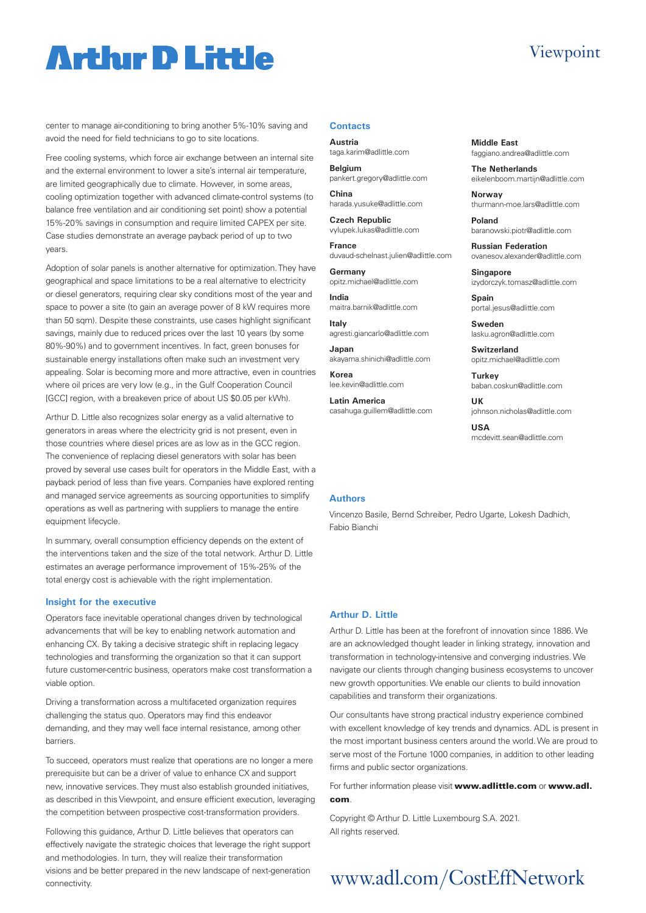center to manage air-conditioning to bring another 5%-10% saving and avoid the need for field technicians to go to site locations.

Free cooling systems, which force air exchange between an internal site and the external environment to lower a site's internal air temperature, are limited geographically due to climate. However, in some areas, cooling optimization together with advanced climate-control systems (to balance free ventilation and air conditioning set point) show a potential 15%-20% savings in consumption and require limited CAPEX per site. Case studies demonstrate an average payback period of up to two years.

Adoption of solar panels is another alternative for optimization. They have geographical and space limitations to be a real alternative to electricity or diesel generators, requiring clear sky conditions most of the year and space to power a site (to gain an average power of 8 kW requires more than 50 sqm). Despite these constraints, use cases highlight significant savings, mainly due to reduced prices over the last 10 years (by some 80%-90%) and to government incentives. In fact, green bonuses for sustainable energy installations often make such an investment very appealing. Solar is becoming more and more attractive, even in countries where oil prices are very low (e.g., in the Gulf Cooperation Council [GCC] region, with a breakeven price of about US $0.05 per kWh).

Arthur D. Little also recognizes solar energy as a valid alternative to generators in areas where the electricity grid is not present, even in those countries where diesel prices are as low as in the GCC region. The convenience of replacing diesel generators with solar has been proved by several use cases built for operators in the Middle East, with a payback period of less than five years. Companies have explored renting and managed service agreements as sourcing opportunities to simplify operations as well as partnering with suppliers to manage the entire equipment lifecycle.

In summary, overall consumption efficiency depends on the extent of the interventions taken and the size of the total network. Arthur D. Little estimates an average performance improvement of 15%-25% of the total energy cost is achievable with the right implementation.

### Insight for the executive

Operators face inevitable operational changes driven by technological advancements that will be key to enabling network automation and enhancing CX. By taking a decisive strategic shift in replacing legacy technologies and transforming the organization so that it can support future customer-centric business, operators make cost transformation a viable option.

Driving a transformation across a multifaceted organization requires challenging the status quo. Operators may find this endeavor demanding, and they may well face internal resistance, among other barriers.

To succeed, operators must realize that operations are no longer a mere prerequisite but can be a driver of value to enhance CX and support new, innovative services. They must also establish grounded initiatives, as described in this Viewpoint, and ensure efficient execution, leveraging the competition between prospective cost-transformation providers.

Following this guidance, Arthur D. Little believes that operators can effectively navigate the strategic choices that leverage the right support and methodologies. In turn, they will realize their transformation visions and be better prepared in the new landscape of next-generation connectivity.

### Contacts

**Austria**
taga.karim@adlittle.com

**Belgium**
pankert.gregory@adlittle.com

**China**
harada.yusuke@adlittle.com

**Czech Republic**
vylupek.lukas@adlittle.com

**France**
duvaud-schelnast.julien@adlittle.com

**Germany**
opitz.michael@adlittle.com

**India**
maitra.barnik@adlittle.com

**Italy**
agresti.giancarlo@adlittle.com

**Japan**
akayama.shinichi@adlittle.com

**Korea**
lee.kevin@adlittle.com

**Latin America**
casahuga.guillem@adlittle.com

**Middle East**
faggiano.andrea@adlittle.com

**The Netherlands**
eikelenboom.martijn@adlittle.com

**Norway**
thurmann-moe.lars@adlittle.com

**Poland**
baranowski.piotr@adlittle.com

**Russian Federation**
ovanesov.alexander@adlittle.com

**Singapore**
izydorczyk.tomasz@adlittle.com

**Spain**
portal.jesus@adlittle.com

**Sweden**
lasku.agron@adlittle.com

**Switzerland**
opitz.michael@adlittle.com

**Turkey**
baban.coskun@adlittle.com

**UK**
johnson.nicholas@adlittle.com

**USA**
mcdevitt.sean@adlittle.com

### Authors

Vincenzo Basile, Bernd Schreiber, Pedro Ugarte, Lokesh Dadhich, Fabio Bianchi

### Arthur D. Little

Arthur D. Little has been at the forefront of innovation since 1886. We are an acknowledged thought leader in linking strategy, innovation and transformation in technology-intensive and converging industries. We navigate our clients through changing business ecosystems to uncover new growth opportunities. We enable our clients to build innovation capabilities and transform their organizations.

Our consultants have strong practical industry experience combined with excellent knowledge of key trends and dynamics. ADL is present in the most important business centers around the world. We are proud to serve most of the Fortune 1000 companies, in addition to other leading firms and public sector organizations.

For further information please visit **www.adlittle.com** or **www.adl.com**.

Copyright © Arthur D. Little Luxembourg S.A. 2021.
All rights reserved.

www.adl.com/CostEffNetwork